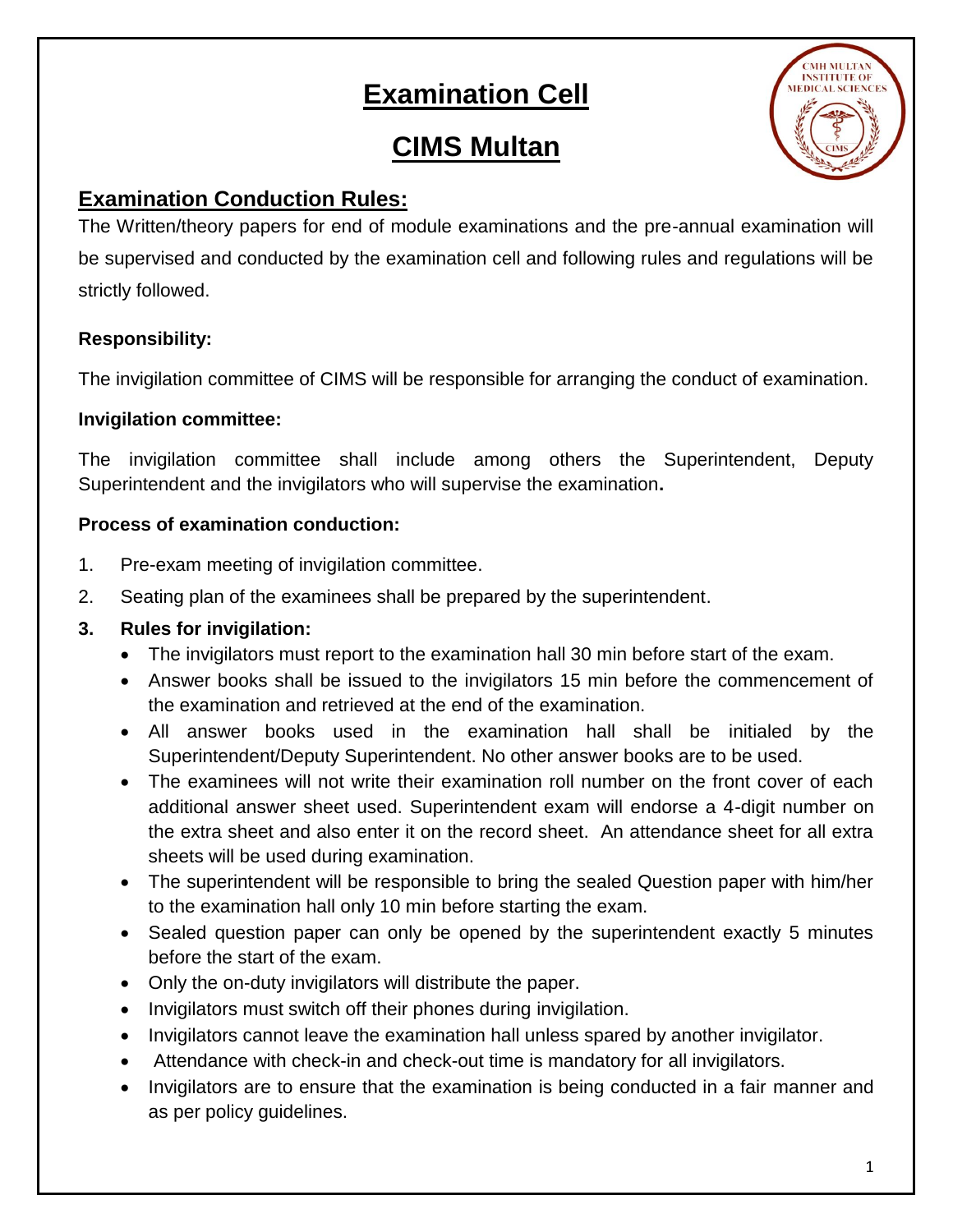# Examination Cell

# CIMS Multan

## Examination Conduction Rules:

The Written/theory papers for end of module examinations and the pre-annual examination will be supervised and conducted by the examination cell and following rules and regulations will be strictly followed.

**Responsibility:**

The invigilation committee of CIMS will be responsible for arranging the conduct of examination.

**Invigilation committee:**

The invigilation committee shall include among others the Superintendent, Deputy Superintendent and the invigilators who will supervise the examination**.**

**Process of examination conduction:**

1. Pre-exam meeting of invigilation committee.
2. Seating plan of the examinees shall be prepared by the superintendent.
3. **Rules for invigilation:**
   - The invigilators must report to the examination hall 30 min before start of the exam.
   - Answer books shall be issued to the invigilators 15 min before the commencement of the examination and retrieved at the end of the examination.
   - All answer books used in the examination hall shall be initialed by the Superintendent/Deputy Superintendent. No other answer books are to be used.
   - The examinees will not write their examination roll number on the front cover of each additional answer sheet used. Superintendent exam will endorse a 4-digit number on the extra sheet and also enter it on the record sheet. An attendance sheet for all extra sheets will be used during examination.
   - The superintendent will be responsible to bring the sealed Question paper with him/her to the examination hall only 10 min before starting the exam.
   - Sealed question paper can only be opened by the superintendent exactly 5 minutes before the start of the exam.
   - Only the on-duty invigilators will distribute the paper.
   - Invigilators must switch off their phones during invigilation.
   - Invigilators cannot leave the examination hall unless spared by another invigilator.
   - Attendance with check-in and check-out time is mandatory for all invigilators.
   - Invigilators are to ensure that the examination is being conducted in a fair manner and as per policy guidelines.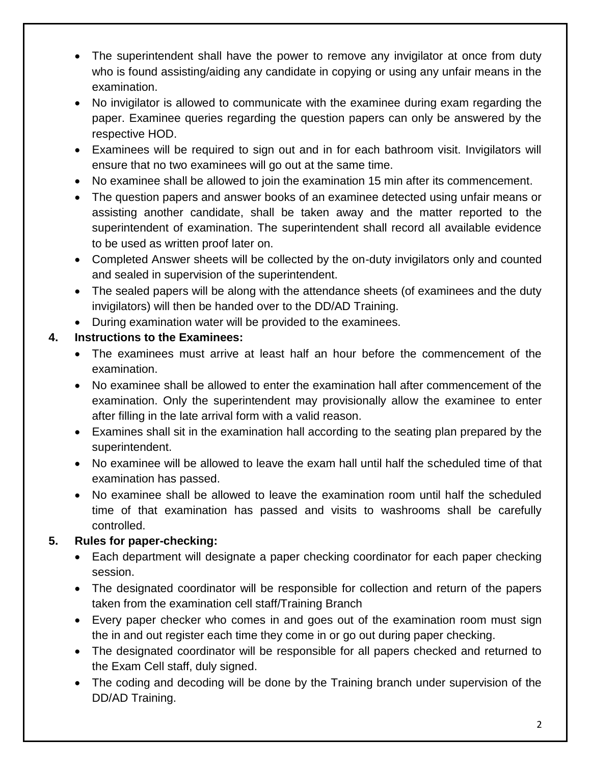- The superintendent shall have the power to remove any invigilator at once from duty who is found assisting/aiding any candidate in copying or using any unfair means in the examination.
- No invigilator is allowed to communicate with the examinee during exam regarding the paper. Examinee queries regarding the question papers can only be answered by the respective HOD.
- Examinees will be required to sign out and in for each bathroom visit. Invigilators will ensure that no two examinees will go out at the same time.
- No examinee shall be allowed to join the examination 15 min after its commencement.
- The question papers and answer books of an examinee detected using unfair means or assisting another candidate, shall be taken away and the matter reported to the superintendent of examination. The superintendent shall record all available evidence to be used as written proof later on.
- Completed Answer sheets will be collected by the on-duty invigilators only and counted and sealed in supervision of the superintendent.
- The sealed papers will be along with the attendance sheets (of examinees and the duty invigilators) will then be handed over to the DD/AD Training.
- During examination water will be provided to the examinees.

**4. Instructions to the Examinees:**

- The examinees must arrive at least half an hour before the commencement of the examination.
- No examinee shall be allowed to enter the examination hall after commencement of the examination. Only the superintendent may provisionally allow the examinee to enter after filling in the late arrival form with a valid reason.
- Examines shall sit in the examination hall according to the seating plan prepared by the superintendent.
- No examinee will be allowed to leave the exam hall until half the scheduled time of that examination has passed.
- No examinee shall be allowed to leave the examination room until half the scheduled time of that examination has passed and visits to washrooms shall be carefully controlled.

**5. Rules for paper-checking:**

- Each department will designate a paper checking coordinator for each paper checking session.
- The designated coordinator will be responsible for collection and return of the papers taken from the examination cell staff/Training Branch
- Every paper checker who comes in and goes out of the examination room must sign the in and out register each time they come in or go out during paper checking.
- The designated coordinator will be responsible for all papers checked and returned to the Exam Cell staff, duly signed.
- The coding and decoding will be done by the Training branch under supervision of the DD/AD Training.